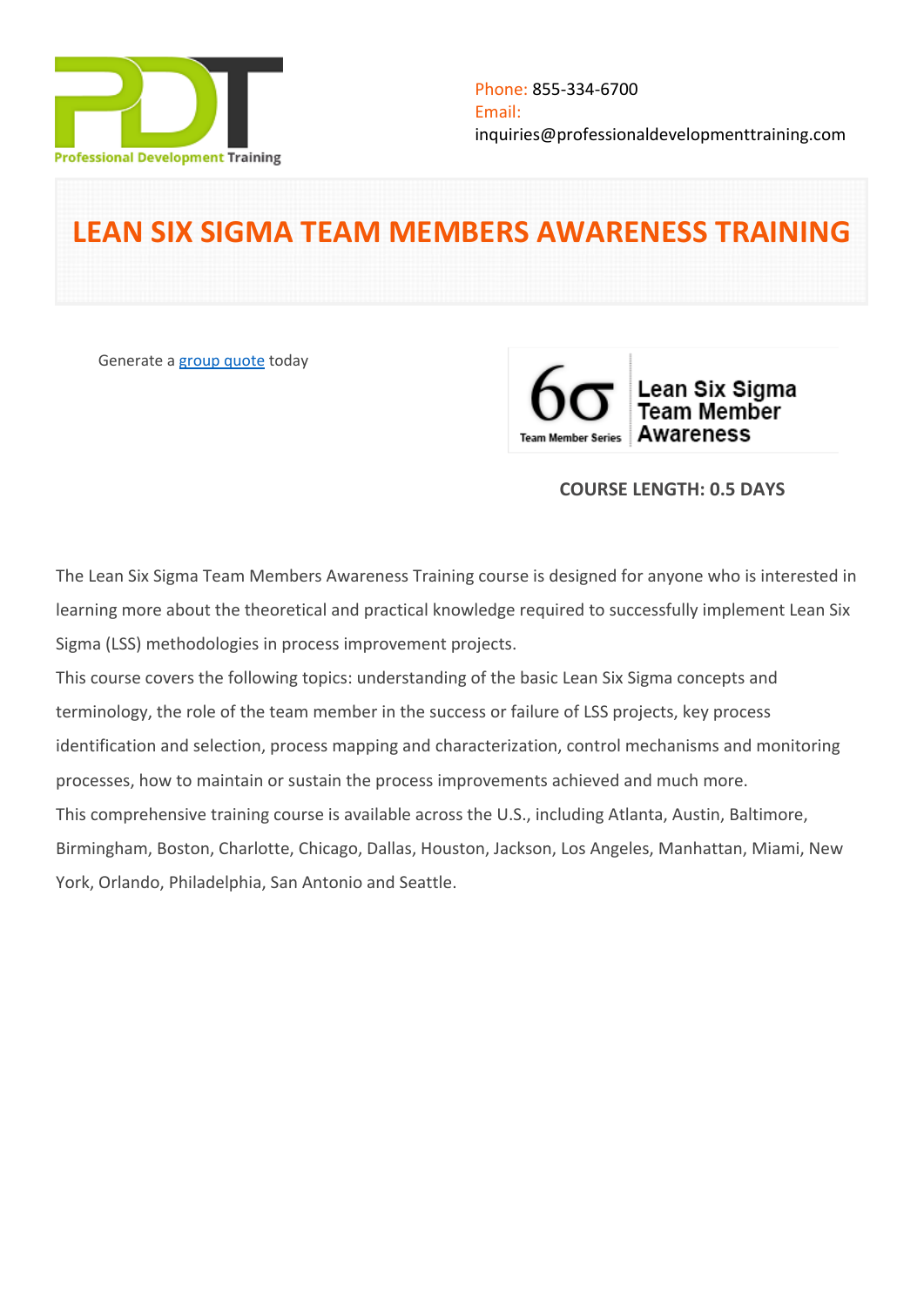Phone: 855-334-6700
Email:
inquiries@professionaldevelopmenttraining.com

# LEAN SIX SIGMA TEAM MEMBERS AWARENESS TRAINING

Generate a group quote today

**COURSE LENGTH: 0.5 DAYS**

The Lean Six Sigma Team Members Awareness Training course is designed for anyone who is interested in learning more about the theoretical and practical knowledge required to successfully implement Lean Six Sigma (LSS) methodologies in process improvement projects.

This course covers the following topics: understanding of the basic Lean Six Sigma concepts and terminology, the role of the team member in the success or failure of LSS projects, key process identification and selection, process mapping and characterization, control mechanisms and monitoring processes, how to maintain or sustain the process improvements achieved and much more.

This comprehensive training course is available across the U.S., including Atlanta, Austin, Baltimore, Birmingham, Boston, Charlotte, Chicago, Dallas, Houston, Jackson, Los Angeles, Manhattan, Miami, New York, Orlando, Philadelphia, San Antonio and Seattle.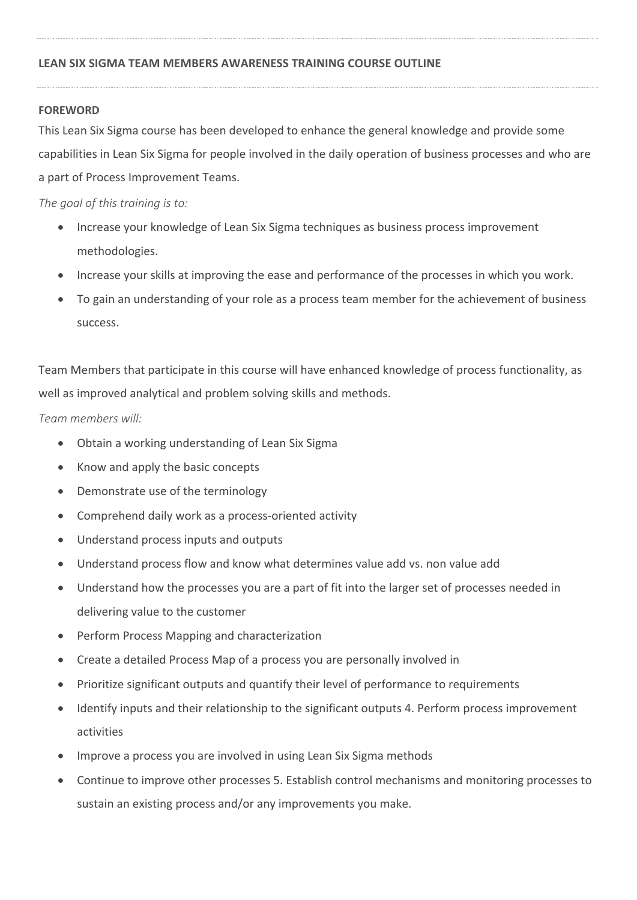**LEAN SIX SIGMA TEAM MEMBERS AWARENESS TRAINING COURSE OUTLINE**

**FOREWORD**

This Lean Six Sigma course has been developed to enhance the general knowledge and provide some capabilities in Lean Six Sigma for people involved in the daily operation of business processes and who are a part of Process Improvement Teams.

*The goal of this training is to:*

- Increase your knowledge of Lean Six Sigma techniques as business process improvement methodologies.
- Increase your skills at improving the ease and performance of the processes in which you work.
- To gain an understanding of your role as a process team member for the achievement of business success.

Team Members that participate in this course will have enhanced knowledge of process functionality, as well as improved analytical and problem solving skills and methods.

*Team members will:*

- Obtain a working understanding of Lean Six Sigma
- Know and apply the basic concepts
- Demonstrate use of the terminology
- Comprehend daily work as a process-oriented activity
- Understand process inputs and outputs
- Understand process flow and know what determines value add vs. non value add
- Understand how the processes you are a part of fit into the larger set of processes needed in delivering value to the customer
- Perform Process Mapping and characterization
- Create a detailed Process Map of a process you are personally involved in
- Prioritize significant outputs and quantify their level of performance to requirements
- Identify inputs and their relationship to the significant outputs 4. Perform process improvement activities
- Improve a process you are involved in using Lean Six Sigma methods
- Continue to improve other processes 5. Establish control mechanisms and monitoring processes to sustain an existing process and/or any improvements you make.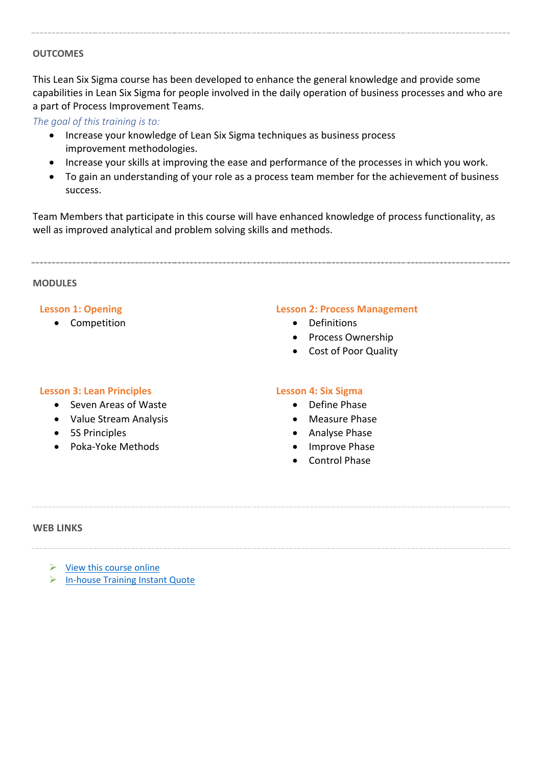## OUTCOMES

This Lean Six Sigma course has been developed to enhance the general knowledge and provide some capabilities in Lean Six Sigma for people involved in the daily operation of business processes and who are a part of Process Improvement Teams.

*The goal of this training is to:*

- Increase your knowledge of Lean Six Sigma techniques as business process improvement methodologies.
- Increase your skills at improving the ease and performance of the processes in which you work.
- To gain an understanding of your role as a process team member for the achievement of business success.

Team Members that participate in this course will have enhanced knowledge of process functionality, as well as improved analytical and problem solving skills and methods.

## MODULES

### Lesson 1: Opening

- Competition

### Lesson 2: Process Management

- Definitions
- Process Ownership
- Cost of Poor Quality

### Lesson 3: Lean Principles

- Seven Areas of Waste
- Value Stream Analysis
- 5S Principles
- Poka-Yoke Methods

### Lesson 4: Six Sigma

- Define Phase
- Measure Phase
- Analyse Phase
- Improve Phase
- Control Phase

## WEB LINKS

- View this course online
- In-house Training Instant Quote